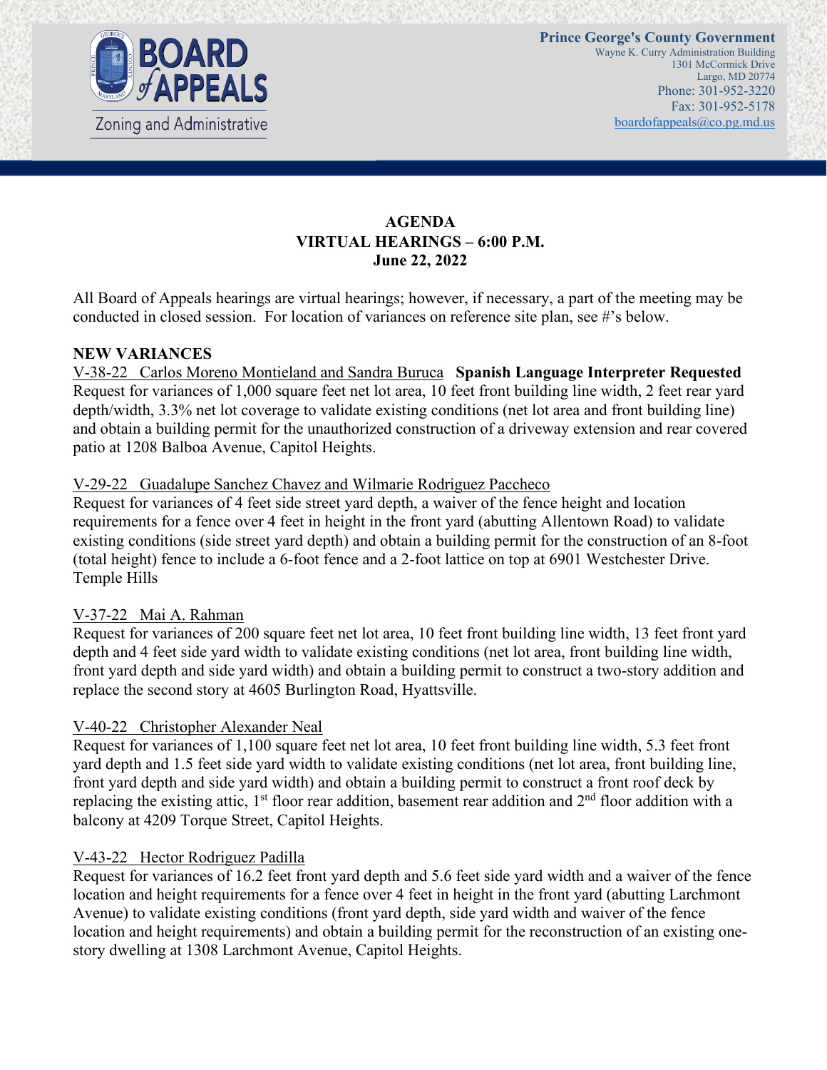**BOARD of APPEALS**
Zoning and Administrative

**Prince George's County Government**
Wayne K. Curry Administration Building
1301 McCormick Drive
Largo, MD 20774
Phone: 301-952-3220
Fax: 301-952-5178
boardofappeals@co.pg.md.us

# AGENDA
## VIRTUAL HEARINGS – 6:00 P.M.
## June 22, 2022

All Board of Appeals hearings are virtual hearings; however, if necessary, a part of the meeting may be conducted in closed session. For location of variances on reference site plan, see #'s below.

**NEW VARIANCES**

V-38-22 Carlos Moreno Montieland and Sandra Buruca **Spanish Language Interpreter Requested**
Request for variances of 1,000 square feet net lot area, 10 feet front building line width, 2 feet rear yard depth/width, 3.3% net lot coverage to validate existing conditions (net lot area and front building line) and obtain a building permit for the unauthorized construction of a driveway extension and rear covered patio at 1208 Balboa Avenue, Capitol Heights.

V-29-22 Guadalupe Sanchez Chavez and Wilmarie Rodriguez Paccheco
Request for variances of 4 feet side street yard depth, a waiver of the fence height and location requirements for a fence over 4 feet in height in the front yard (abutting Allentown Road) to validate existing conditions (side street yard depth) and obtain a building permit for the construction of an 8-foot (total height) fence to include a 6-foot fence and a 2-foot lattice on top at 6901 Westchester Drive. Temple Hills

V-37-22 Mai A. Rahman
Request for variances of 200 square feet net lot area, 10 feet front building line width, 13 feet front yard depth and 4 feet side yard width to validate existing conditions (net lot area, front building line width, front yard depth and side yard width) and obtain a building permit to construct a two-story addition and replace the second story at 4605 Burlington Road, Hyattsville.

V-40-22 Christopher Alexander Neal
Request for variances of 1,100 square feet net lot area, 10 feet front building line width, 5.3 feet front yard depth and 1.5 feet side yard width to validate existing conditions (net lot area, front building line, front yard depth and side yard width) and obtain a building permit to construct a front roof deck by replacing the existing attic, 1st floor rear addition, basement rear addition and 2nd floor addition with a balcony at 4209 Torque Street, Capitol Heights.

V-43-22 Hector Rodriguez Padilla
Request for variances of 16.2 feet front yard depth and 5.6 feet side yard width and a waiver of the fence location and height requirements for a fence over 4 feet in height in the front yard (abutting Larchmont Avenue) to validate existing conditions (front yard depth, side yard width and waiver of the fence location and height requirements) and obtain a building permit for the reconstruction of an existing one-story dwelling at 1308 Larchmont Avenue, Capitol Heights.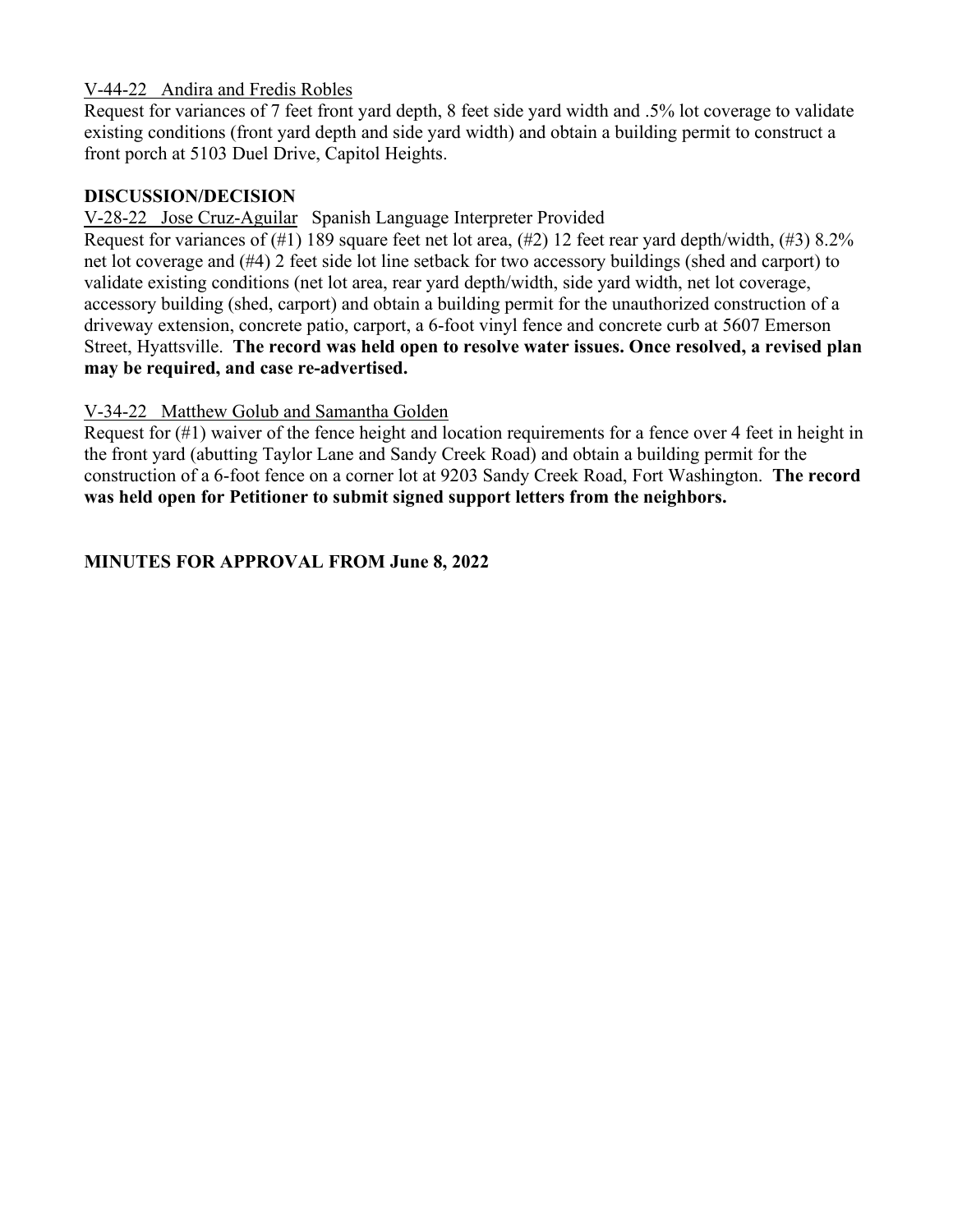V-44-22 Andira and Fredis Robles

Request for variances of 7 feet front yard depth, 8 feet side yard width and .5% lot coverage to validate existing conditions (front yard depth and side yard width) and obtain a building permit to construct a front porch at 5103 Duel Drive, Capitol Heights.

**DISCUSSION/DECISION**

V-28-22 Jose Cruz-Aguilar Spanish Language Interpreter Provided

Request for variances of (#1) 189 square feet net lot area, (#2) 12 feet rear yard depth/width, (#3) 8.2% net lot coverage and (#4) 2 feet side lot line setback for two accessory buildings (shed and carport) to validate existing conditions (net lot area, rear yard depth/width, side yard width, net lot coverage, accessory building (shed, carport) and obtain a building permit for the unauthorized construction of a driveway extension, concrete patio, carport, a 6-foot vinyl fence and concrete curb at 5607 Emerson Street, Hyattsville. **The record was held open to resolve water issues. Once resolved, a revised plan may be required, and case re-advertised.**

V-34-22 Matthew Golub and Samantha Golden

Request for (#1) waiver of the fence height and location requirements for a fence over 4 feet in height in the front yard (abutting Taylor Lane and Sandy Creek Road) and obtain a building permit for the construction of a 6-foot fence on a corner lot at 9203 Sandy Creek Road, Fort Washington. **The record was held open for Petitioner to submit signed support letters from the neighbors.**

**MINUTES FOR APPROVAL FROM June 8, 2022**